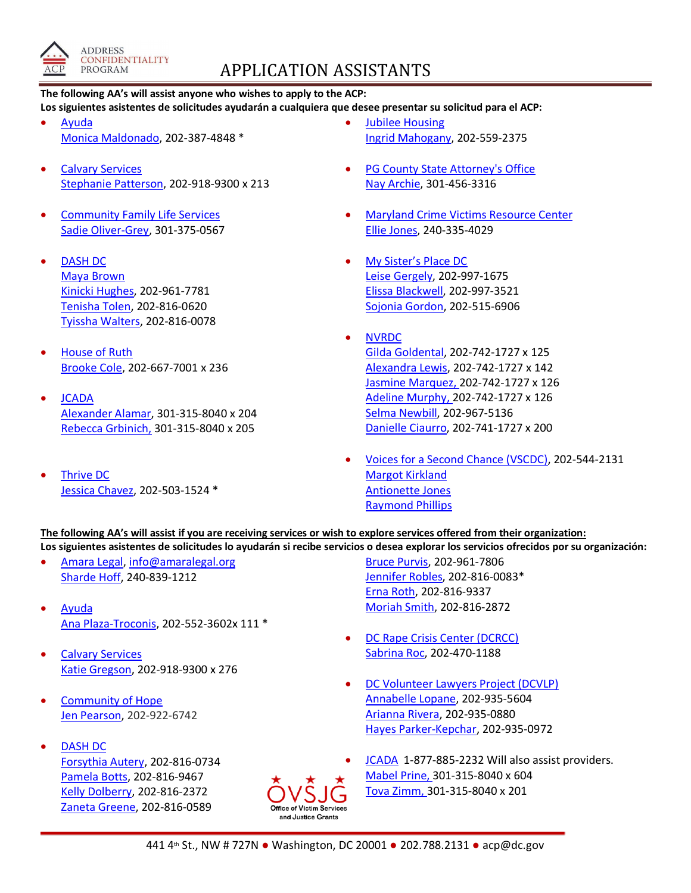# APPLICATION ASSISTANTS

**The following AA's will assist anyone who wishes to apply to the ACP:**
**Los siguientes asistentes de solicitudes ayudarán a cualquiera que desee presentar su solicitud para el ACP:**

- Ayuda
  Monica Maldonado, 202-387-4848 *

- Calvary Services
  Stephanie Patterson, 202-918-9300 x 213

- Community Family Life Services
  Sadie Oliver-Grey, 301-375-0567

- DASH DC
  Maya Brown
  Kinicki Hughes, 202-961-7781
  Tenisha Tolen, 202-816-0620
  Tyissha Walters, 202-816-0078

- House of Ruth
  Brooke Cole, 202-667-7001 x 236

- JCADA
  Alexander Alamar, 301-315-8040 x 204
  Rebecca Grbinich, 301-315-8040 x 205

- Thrive DC
  Jessica Chavez, 202-503-1524 *

- Jubilee Housing
  Ingrid Mahogany, 202-559-2375

- PG County State Attorney's Office
  Nay Archie, 301-456-3316

- Maryland Crime Victims Resource Center
  Ellie Jones, 240-335-4029

- My Sister's Place DC
  Leise Gergely, 202-997-1675
  Elissa Blackwell, 202-997-3521
  Sojonia Gordon, 202-515-6906

- NVRDC
  Gilda Goldental, 202-742-1727 x 125
  Alexandra Lewis, 202-742-1727 x 142
  Jasmine Marquez, 202-742-1727 x 126
  Adeline Murphy, 202-742-1727 x 126
  Selma Newbill, 202-967-5136
  Danielle Ciaurro, 202-741-1727 x 200

- Voices for a Second Chance (VSCDC), 202-544-2131
  Margot Kirkland
  Antionette Jones
  Raymond Phillips

**The following AA's will assist if you are receiving services or wish to explore services offered from their organization:**
**Los siguientes asistentes de solicitudes lo ayudarán si recibe servicios o desea explorar los servicios ofrecidos por su organización:**

- Amara Legal, info@amaralegal.org
  Sharde Hoff, 240-839-1212

- Ayuda
  Ana Plaza-Troconis, 202-552-3602x 111 *

- Calvary Services
  Katie Gregson, 202-918-9300 x 276

- Community of Hope
  Jen Pearson, 202-922-6742

- DASH DC
  Forsythia Autery, 202-816-0734
  Pamela Botts, 202-816-9467
  Kelly Dolberry, 202-816-2372
  Zaneta Greene, 202-816-0589
  Bruce Purvis, 202-961-7806
  Jennifer Robles, 202-816-0083*
  Erna Roth, 202-816-9337
  Moriah Smith, 202-816-2872

- DC Rape Crisis Center (DCRCC)
  Sabrina Roc, 202-470-1188

- DC Volunteer Lawyers Project (DCVLP)
  Annabelle Lopane, 202-935-5604
  Arianna Rivera, 202-935-0880
  Hayes Parker-Kepchar, 202-935-0972

- JCADA 1-877-885-2232 Will also assist providers.
  Mabel Prine, 301-315-8040 x 604
  Tova Zimm, 301-315-8040 x 201

441 4th St., NW # 727N ● Washington, DC 20001 ● 202.788.2131 ● acp@dc.gov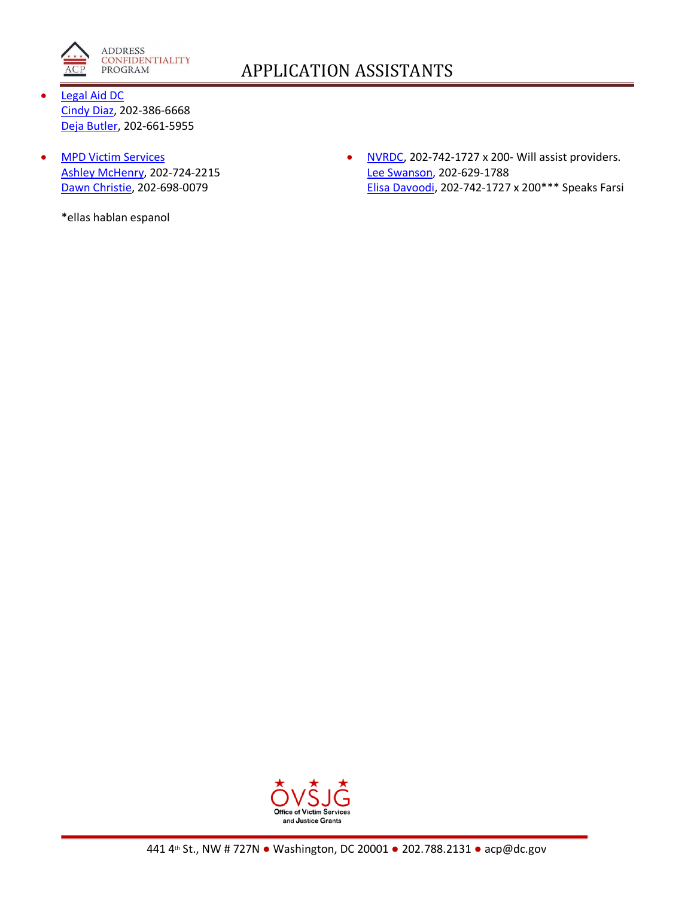# APPLICATION ASSISTANTS

- Legal Aid DC
  Cindy Diaz, 202-386-6668
  Deja Butler, 202-661-5955

- MPD Victim Services
  Ashley McHenry, 202-724-2215
  Dawn Christie, 202-698-0079

  *ellas hablan espanol

- NVRDC, 202-742-1727 x 200- Will assist providers.
  Lee Swanson, 202-629-1788
  Elisa Davoodi, 202-742-1727 x 200*** Speaks Farsi